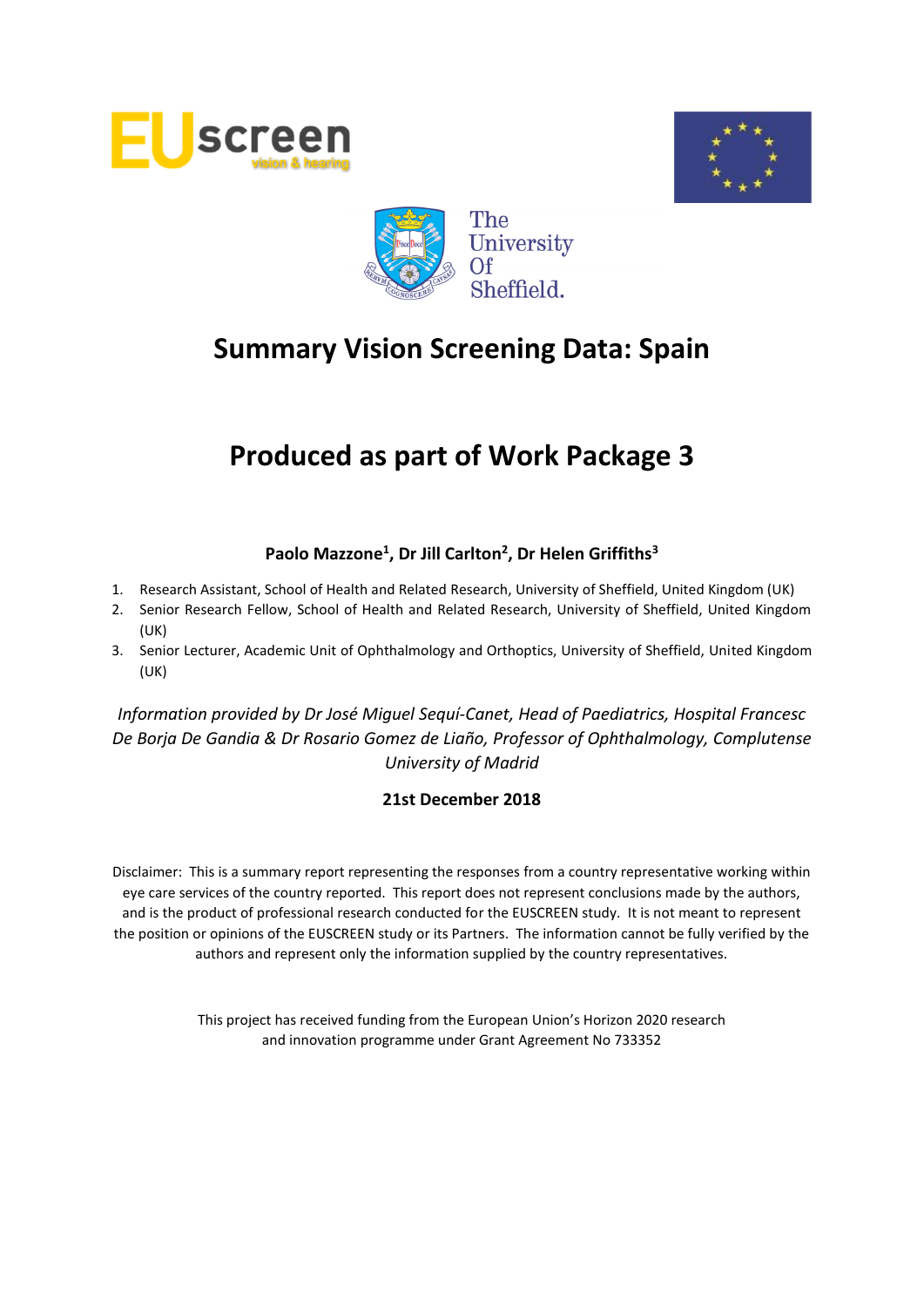# Summary Vision Screening Data: Spain

# Produced as part of Work Package 3

**Paolo Mazzone[1], Dr Jill Carlton[2], Dr Helen Griffiths[3]**

1. Research Assistant, School of Health and Related Research, University of Sheffield, United Kingdom (UK)
2. Senior Research Fellow, School of Health and Related Research, University of Sheffield, United Kingdom (UK)
3. Senior Lecturer, Academic Unit of Ophthalmology and Orthoptics, University of Sheffield, United Kingdom (UK)

*Information provided by Dr José Miguel Sequí-Canet, Head of Paediatrics, Hospital Francesc De Borja De Gandia & Dr Rosario Gomez de Liaño, Professor of Ophthalmology, Complutense University of Madrid*

**21st December 2018**

Disclaimer: This is a summary report representing the responses from a country representative working within eye care services of the country reported. This report does not represent conclusions made by the authors, and is the product of professional research conducted for the EUSCREEN study. It is not meant to represent the position or opinions of the EUSCREEN study or its Partners. The information cannot be fully verified by the authors and represent only the information supplied by the country representatives.

This project has received funding from the European Union's Horizon 2020 research and innovation programme under Grant Agreement No 733352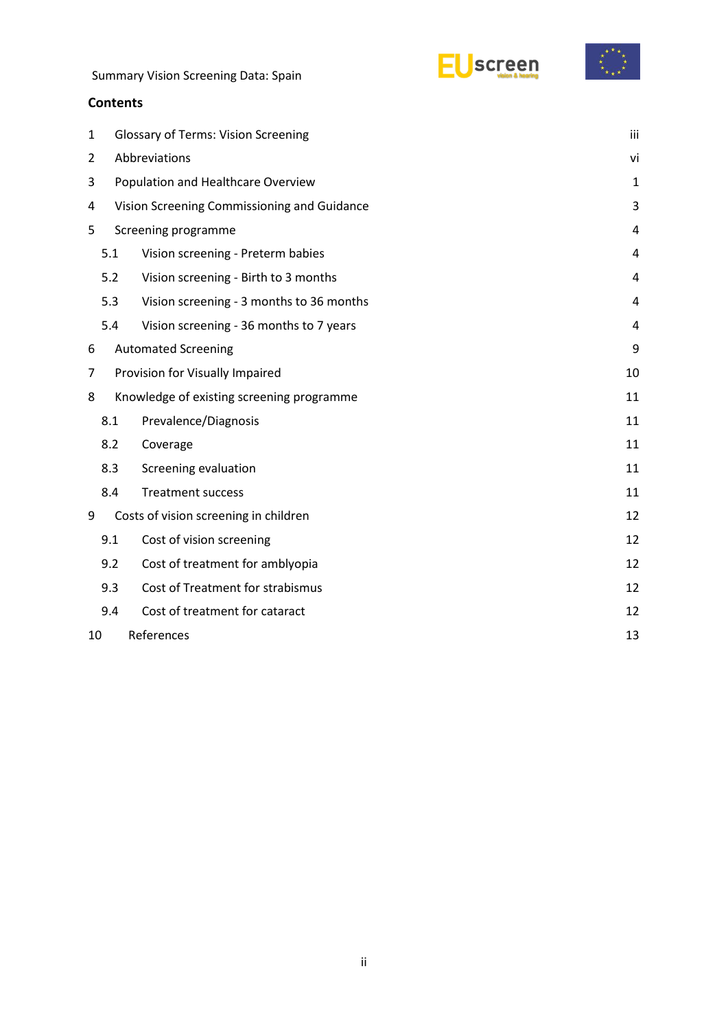## Contents

| | | |
|---|---|---|
| 1 | Glossary of Terms: Vision Screening | iii |
| 2 | Abbreviations | vi |
| 3 | Population and Healthcare Overview | 1 |
| 4 | Vision Screening Commissioning and Guidance | 3 |
| 5 | Screening programme | 4 |
| 5.1 | Vision screening - Preterm babies | 4 |
| 5.2 | Vision screening - Birth to 3 months | 4 |
| 5.3 | Vision screening - 3 months to 36 months | 4 |
| 5.4 | Vision screening - 36 months to 7 years | 4 |
| 6 | Automated Screening | 9 |
| 7 | Provision for Visually Impaired | 10 |
| 8 | Knowledge of existing screening programme | 11 |
| 8.1 | Prevalence/Diagnosis | 11 |
| 8.2 | Coverage | 11 |
| 8.3 | Screening evaluation | 11 |
| 8.4 | Treatment success | 11 |
| 9 | Costs of vision screening in children | 12 |
| 9.1 | Cost of vision screening | 12 |
| 9.2 | Cost of treatment for amblyopia | 12 |
| 9.3 | Cost of Treatment for strabismus | 12 |
| 9.4 | Cost of treatment for cataract | 12 |
| 10 | References | 13 |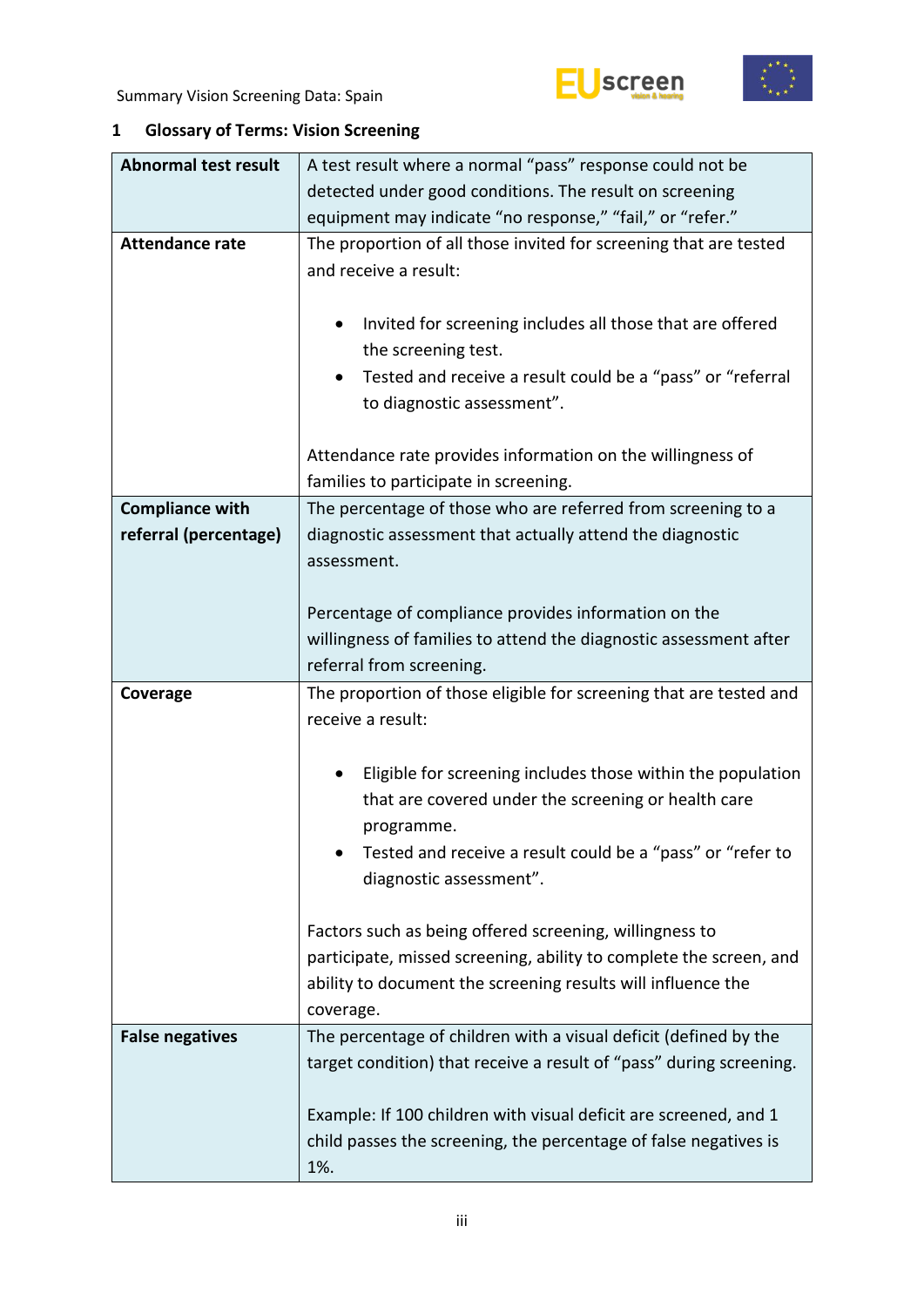## 1 Glossary of Terms: Vision Screening

| | |
|---|---|
| **Abnormal test result** | A test result where a normal "pass" response could not be detected under good conditions. The result on screening equipment may indicate "no response," "fail," or "refer." |
| **Attendance rate** | The proportion of all those invited for screening that are tested and receive a result:<br><br>• Invited for screening includes all those that are offered the screening test.<br>• Tested and receive a result could be a "pass" or "referral to diagnostic assessment".<br><br>Attendance rate provides information on the willingness of families to participate in screening. |
| **Compliance with referral (percentage)** | The percentage of those who are referred from screening to a diagnostic assessment that actually attend the diagnostic assessment.<br><br>Percentage of compliance provides information on the willingness of families to attend the diagnostic assessment after referral from screening. |
| **Coverage** | The proportion of those eligible for screening that are tested and receive a result:<br><br>• Eligible for screening includes those within the population that are covered under the screening or health care programme.<br>• Tested and receive a result could be a "pass" or "refer to diagnostic assessment".<br><br>Factors such as being offered screening, willingness to participate, missed screening, ability to complete the screen, and ability to document the screening results will influence the coverage. |
| **False negatives** | The percentage of children with a visual deficit (defined by the target condition) that receive a result of "pass" during screening.<br><br>Example: If 100 children with visual deficit are screened, and 1 child passes the screening, the percentage of false negatives is 1%. |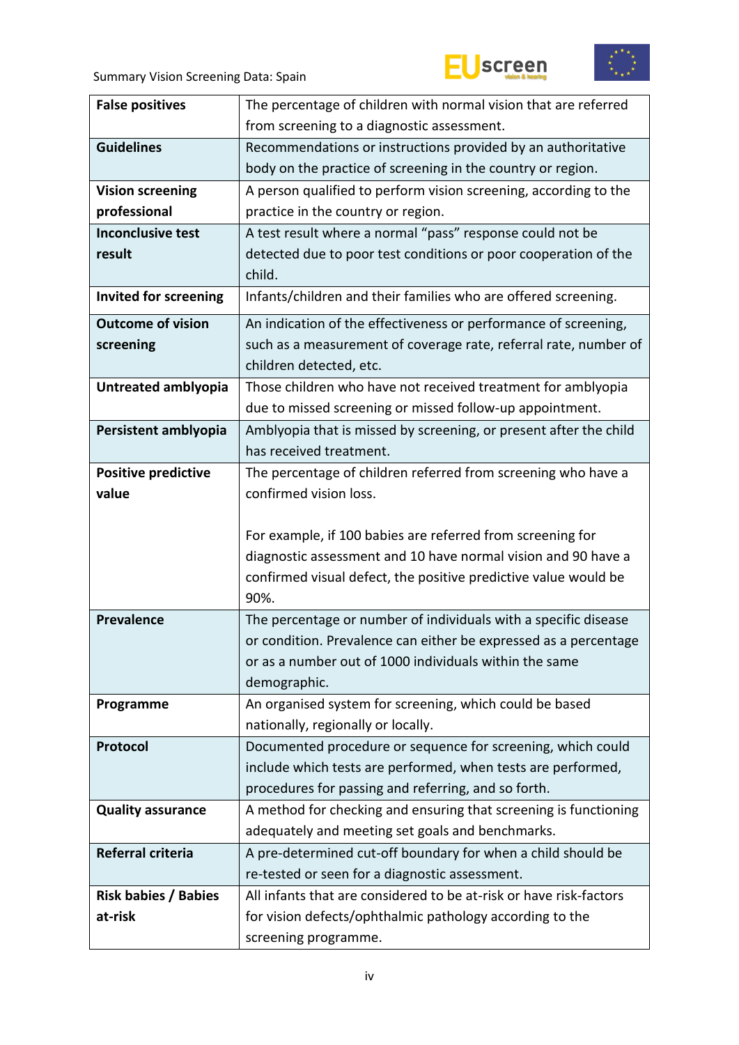| | |
|---|---|
| **False positives** | The percentage of children with normal vision that are referred from screening to a diagnostic assessment. |
| **Guidelines** | Recommendations or instructions provided by an authoritative body on the practice of screening in the country or region. |
| **Vision screening professional** | A person qualified to perform vision screening, according to the practice in the country or region. |
| **Inconclusive test result** | A test result where a normal "pass" response could not be detected due to poor test conditions or poor cooperation of the child. |
| **Invited for screening** | Infants/children and their families who are offered screening. |
| **Outcome of vision screening** | An indication of the effectiveness or performance of screening, such as a measurement of coverage rate, referral rate, number of children detected, etc. |
| **Untreated amblyopia** | Those children who have not received treatment for amblyopia due to missed screening or missed follow-up appointment. |
| **Persistent amblyopia** | Amblyopia that is missed by screening, or present after the child has received treatment. |
| **Positive predictive value** | The percentage of children referred from screening who have a confirmed vision loss.<br><br>For example, if 100 babies are referred from screening for diagnostic assessment and 10 have normal vision and 90 have a confirmed visual defect, the positive predictive value would be 90%. |
| **Prevalence** | The percentage or number of individuals with a specific disease or condition. Prevalence can either be expressed as a percentage or as a number out of 1000 individuals within the same demographic. |
| **Programme** | An organised system for screening, which could be based nationally, regionally or locally. |
| **Protocol** | Documented procedure or sequence for screening, which could include which tests are performed, when tests are performed, procedures for passing and referring, and so forth. |
| **Quality assurance** | A method for checking and ensuring that screening is functioning adequately and meeting set goals and benchmarks. |
| **Referral criteria** | A pre-determined cut-off boundary for when a child should be re-tested or seen for a diagnostic assessment. |
| **Risk babies / Babies at-risk** | All infants that are considered to be at-risk or have risk-factors for vision defects/ophthalmic pathology according to the screening programme. |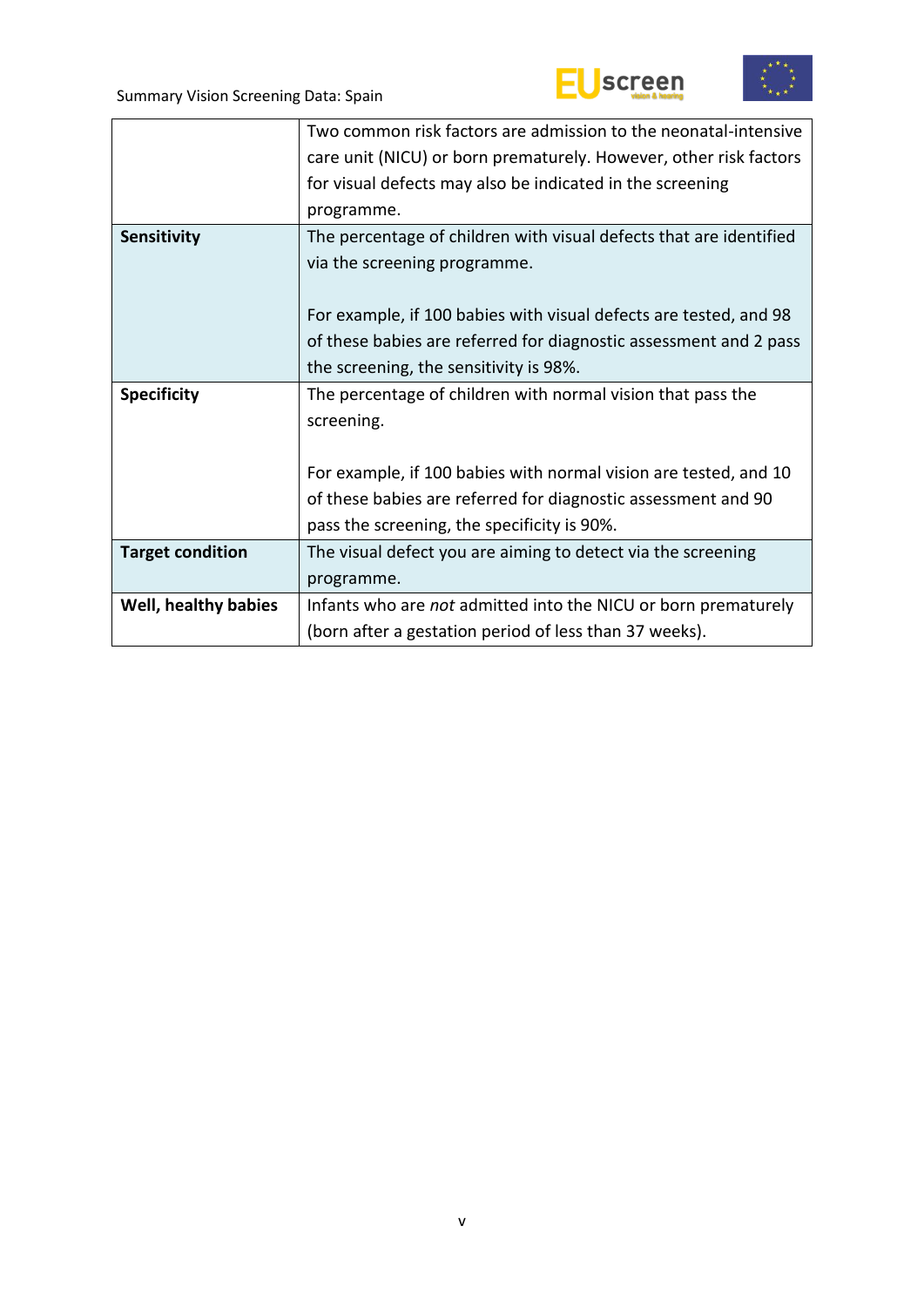| | |
|---|---|
| | Two common risk factors are admission to the neonatal-intensive care unit (NICU) or born prematurely. However, other risk factors for visual defects may also be indicated in the screening programme. |
| **Sensitivity** | The percentage of children with visual defects that are identified via the screening programme.<br><br>For example, if 100 babies with visual defects are tested, and 98 of these babies are referred for diagnostic assessment and 2 pass the screening, the sensitivity is 98%. |
| **Specificity** | The percentage of children with normal vision that pass the screening.<br><br>For example, if 100 babies with normal vision are tested, and 10 of these babies are referred for diagnostic assessment and 90 pass the screening, the specificity is 90%. |
| **Target condition** | The visual defect you are aiming to detect via the screening programme. |
| **Well, healthy babies** | Infants who are *not* admitted into the NICU or born prematurely (born after a gestation period of less than 37 weeks). |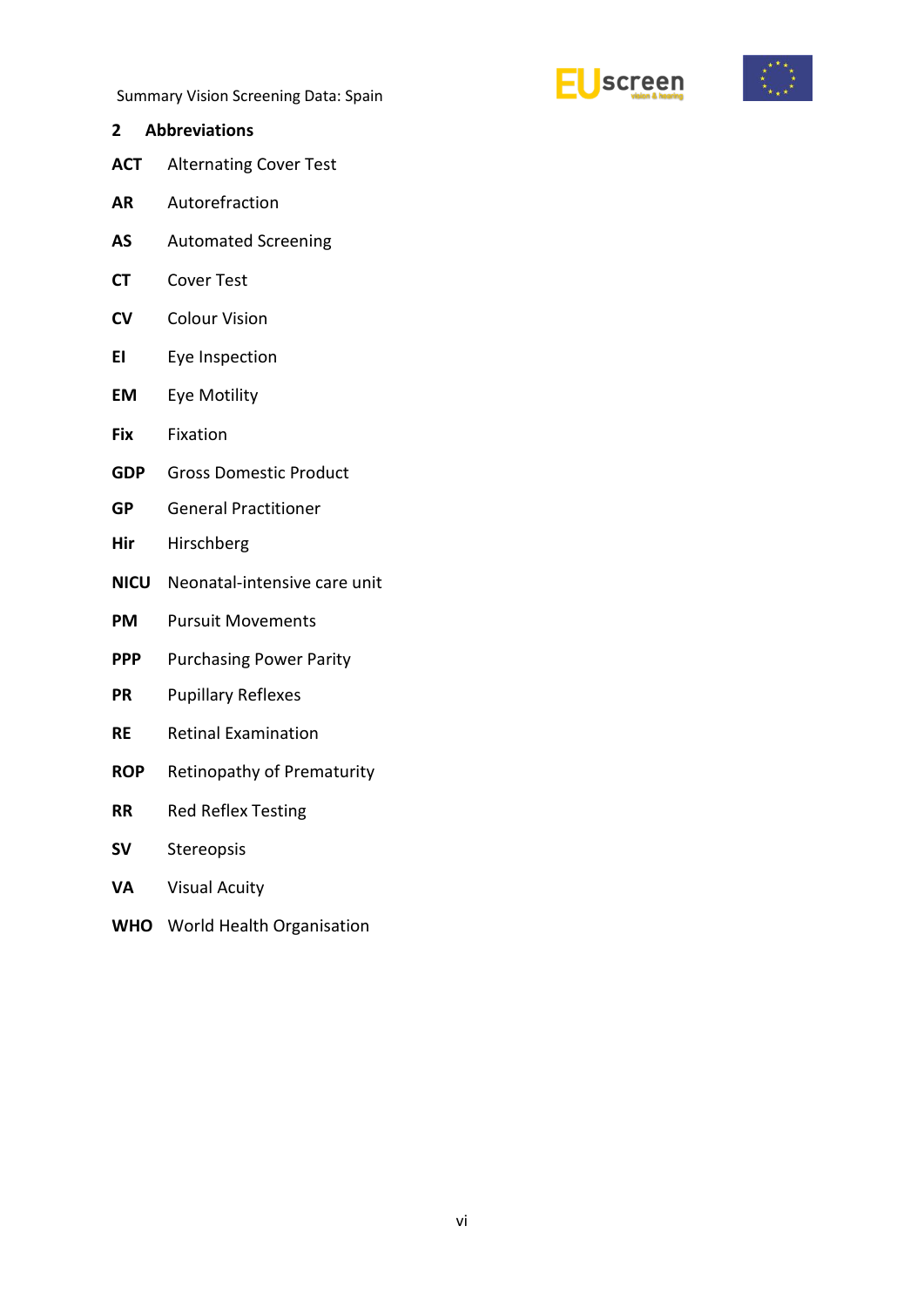## 2 Abbreviations

| | |
|---|---|
| **ACT** | Alternating Cover Test |
| **AR** | Autorefraction |
| **AS** | Automated Screening |
| **CT** | Cover Test |
| **CV** | Colour Vision |
| **EI** | Eye Inspection |
| **EM** | Eye Motility |
| **Fix** | Fixation |
| **GDP** | Gross Domestic Product |
| **GP** | General Practitioner |
| **Hir** | Hirschberg |
| **NICU** | Neonatal-intensive care unit |
| **PM** | Pursuit Movements |
| **PPP** | Purchasing Power Parity |
| **PR** | Pupillary Reflexes |
| **RE** | Retinal Examination |
| **ROP** | Retinopathy of Prematurity |
| **RR** | Red Reflex Testing |
| **SV** | Stereopsis |
| **VA** | Visual Acuity |
| **WHO** | World Health Organisation |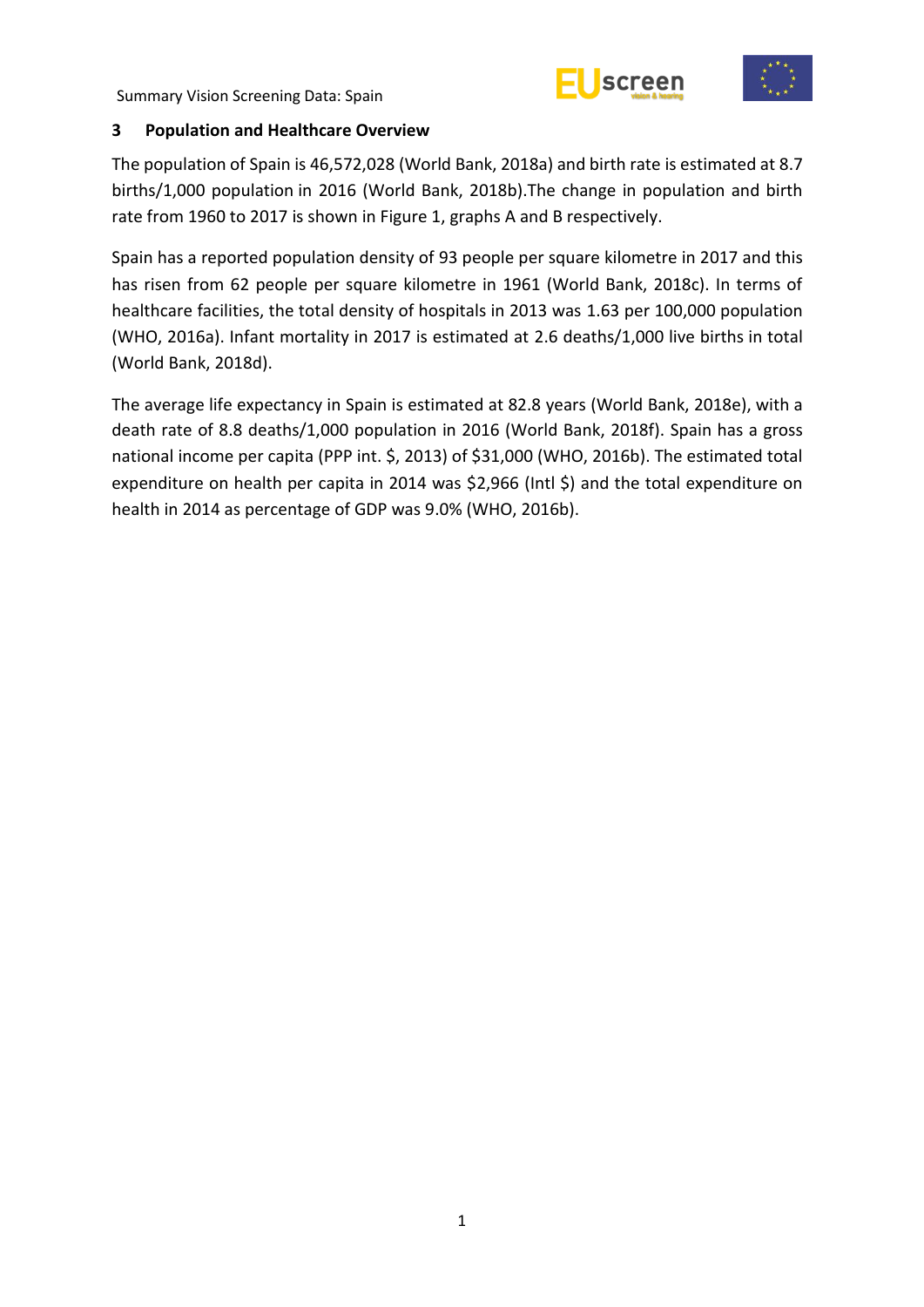## 3 Population and Healthcare Overview

The population of Spain is 46,572,028 (World Bank, 2018a) and birth rate is estimated at 8.7 births/1,000 population in 2016 (World Bank, 2018b).The change in population and birth rate from 1960 to 2017 is shown in Figure 1, graphs A and B respectively.

Spain has a reported population density of 93 people per square kilometre in 2017 and this has risen from 62 people per square kilometre in 1961 (World Bank, 2018c). In terms of healthcare facilities, the total density of hospitals in 2013 was 1.63 per 100,000 population (WHO, 2016a). Infant mortality in 2017 is estimated at 2.6 deaths/1,000 live births in total (World Bank, 2018d).

The average life expectancy in Spain is estimated at 82.8 years (World Bank, 2018e), with a death rate of 8.8 deaths/1,000 population in 2016 (World Bank, 2018f). Spain has a gross national income per capita (PPP int. $, 2013) of $31,000 (WHO, 2016b). The estimated total expenditure on health per capita in 2014 was $2,966 (Intl $) and the total expenditure on health in 2014 as percentage of GDP was 9.0% (WHO, 2016b).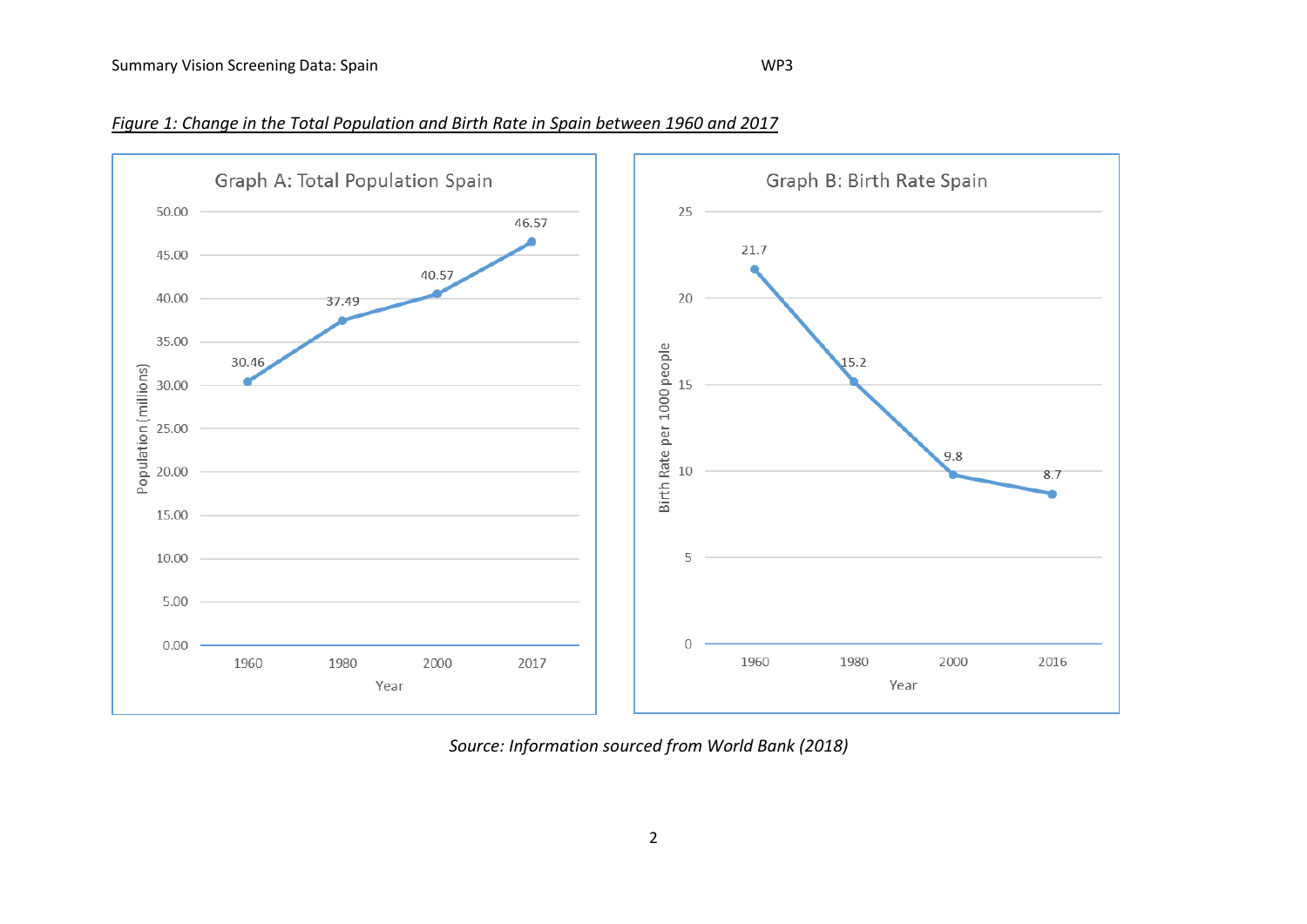*Figure 1: Change in the Total Population and Birth Rate in Spain between 1960 and 2017*

Graph A: Total Population Spain

Population (millions)

50.00
45.00
40.00
35.00
30.00
25.00
20.00
15.00
10.00
5.00
0.00

30.46
37.49
40.57
46.57

1960
1980
2000
2017

Year

Graph B: Birth Rate Spain

Birth Rate per 1000 people

25
20
15
10
5
0

21.7
15.2
9.8
8.7

1960
1980
2000
2016

Year

*Source: Information sourced from World Bank (2018)*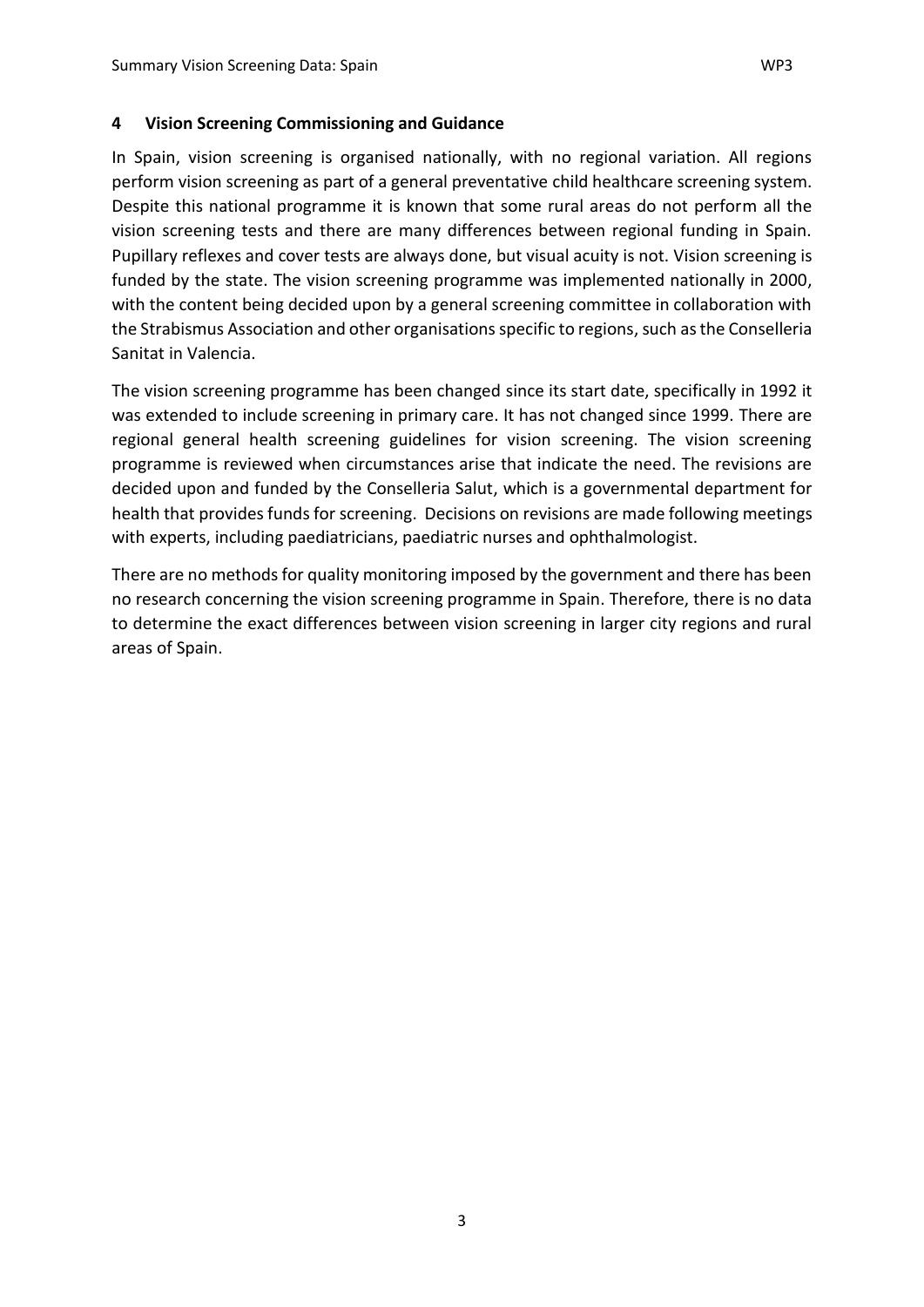## 4 Vision Screening Commissioning and Guidance

In Spain, vision screening is organised nationally, with no regional variation. All regions perform vision screening as part of a general preventative child healthcare screening system. Despite this national programme it is known that some rural areas do not perform all the vision screening tests and there are many differences between regional funding in Spain. Pupillary reflexes and cover tests are always done, but visual acuity is not. Vision screening is funded by the state. The vision screening programme was implemented nationally in 2000, with the content being decided upon by a general screening committee in collaboration with the Strabismus Association and other organisations specific to regions, such as the Conselleria Sanitat in Valencia.

The vision screening programme has been changed since its start date, specifically in 1992 it was extended to include screening in primary care. It has not changed since 1999. There are regional general health screening guidelines for vision screening. The vision screening programme is reviewed when circumstances arise that indicate the need. The revisions are decided upon and funded by the Conselleria Salut, which is a governmental department for health that provides funds for screening. Decisions on revisions are made following meetings with experts, including paediatricians, paediatric nurses and ophthalmologist.

There are no methods for quality monitoring imposed by the government and there has been no research concerning the vision screening programme in Spain. Therefore, there is no data to determine the exact differences between vision screening in larger city regions and rural areas of Spain.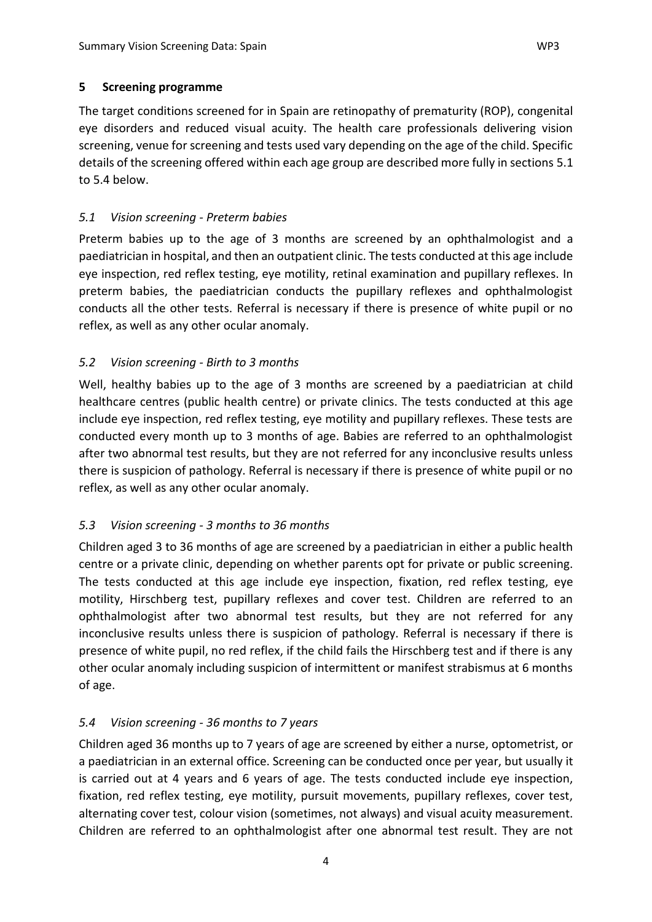## 5 Screening programme

The target conditions screened for in Spain are retinopathy of prematurity (ROP), congenital eye disorders and reduced visual acuity. The health care professionals delivering vision screening, venue for screening and tests used vary depending on the age of the child. Specific details of the screening offered within each age group are described more fully in sections 5.1 to 5.4 below.

### *5.1 Vision screening - Preterm babies*

Preterm babies up to the age of 3 months are screened by an ophthalmologist and a paediatrician in hospital, and then an outpatient clinic. The tests conducted at this age include eye inspection, red reflex testing, eye motility, retinal examination and pupillary reflexes. In preterm babies, the paediatrician conducts the pupillary reflexes and ophthalmologist conducts all the other tests. Referral is necessary if there is presence of white pupil or no reflex, as well as any other ocular anomaly.

### *5.2 Vision screening - Birth to 3 months*

Well, healthy babies up to the age of 3 months are screened by a paediatrician at child healthcare centres (public health centre) or private clinics. The tests conducted at this age include eye inspection, red reflex testing, eye motility and pupillary reflexes. These tests are conducted every month up to 3 months of age. Babies are referred to an ophthalmologist after two abnormal test results, but they are not referred for any inconclusive results unless there is suspicion of pathology. Referral is necessary if there is presence of white pupil or no reflex, as well as any other ocular anomaly.

### *5.3 Vision screening - 3 months to 36 months*

Children aged 3 to 36 months of age are screened by a paediatrician in either a public health centre or a private clinic, depending on whether parents opt for private or public screening. The tests conducted at this age include eye inspection, fixation, red reflex testing, eye motility, Hirschberg test, pupillary reflexes and cover test. Children are referred to an ophthalmologist after two abnormal test results, but they are not referred for any inconclusive results unless there is suspicion of pathology. Referral is necessary if there is presence of white pupil, no red reflex, if the child fails the Hirschberg test and if there is any other ocular anomaly including suspicion of intermittent or manifest strabismus at 6 months of age.

### *5.4 Vision screening - 36 months to 7 years*

Children aged 36 months up to 7 years of age are screened by either a nurse, optometrist, or a paediatrician in an external office. Screening can be conducted once per year, but usually it is carried out at 4 years and 6 years of age. The tests conducted include eye inspection, fixation, red reflex testing, eye motility, pursuit movements, pupillary reflexes, cover test, alternating cover test, colour vision (sometimes, not always) and visual acuity measurement. Children are referred to an ophthalmologist after one abnormal test result. They are not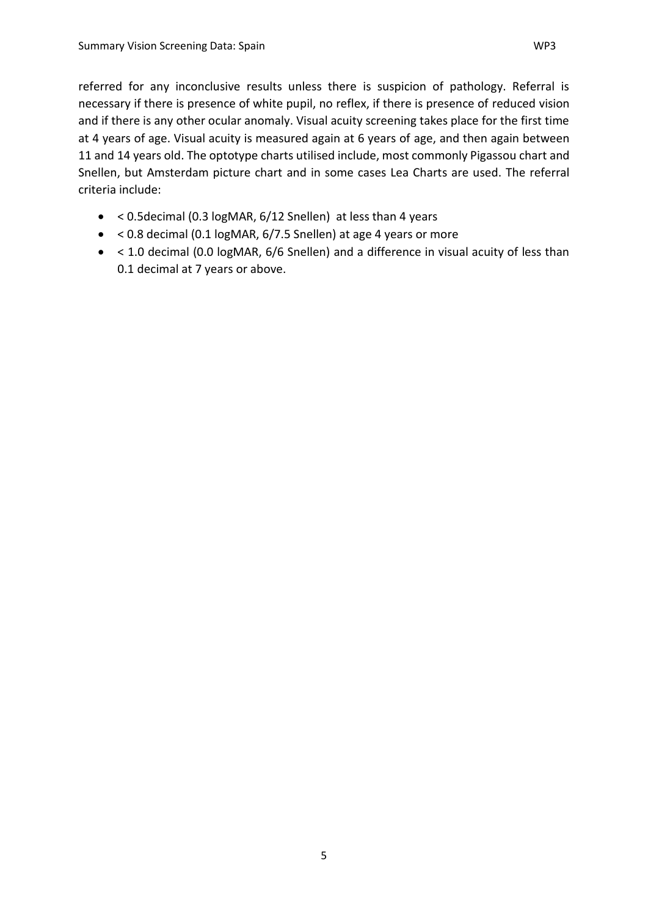referred for any inconclusive results unless there is suspicion of pathology. Referral is necessary if there is presence of white pupil, no reflex, if there is presence of reduced vision and if there is any other ocular anomaly. Visual acuity screening takes place for the first time at 4 years of age. Visual acuity is measured again at 6 years of age, and then again between 11 and 14 years old. The optotype charts utilised include, most commonly Pigassou chart and Snellen, but Amsterdam picture chart and in some cases Lea Charts are used. The referral criteria include:

- < 0.5decimal (0.3 logMAR, 6/12 Snellen) at less than 4 years
- < 0.8 decimal (0.1 logMAR, 6/7.5 Snellen) at age 4 years or more
- < 1.0 decimal (0.0 logMAR, 6/6 Snellen) and a difference in visual acuity of less than 0.1 decimal at 7 years or above.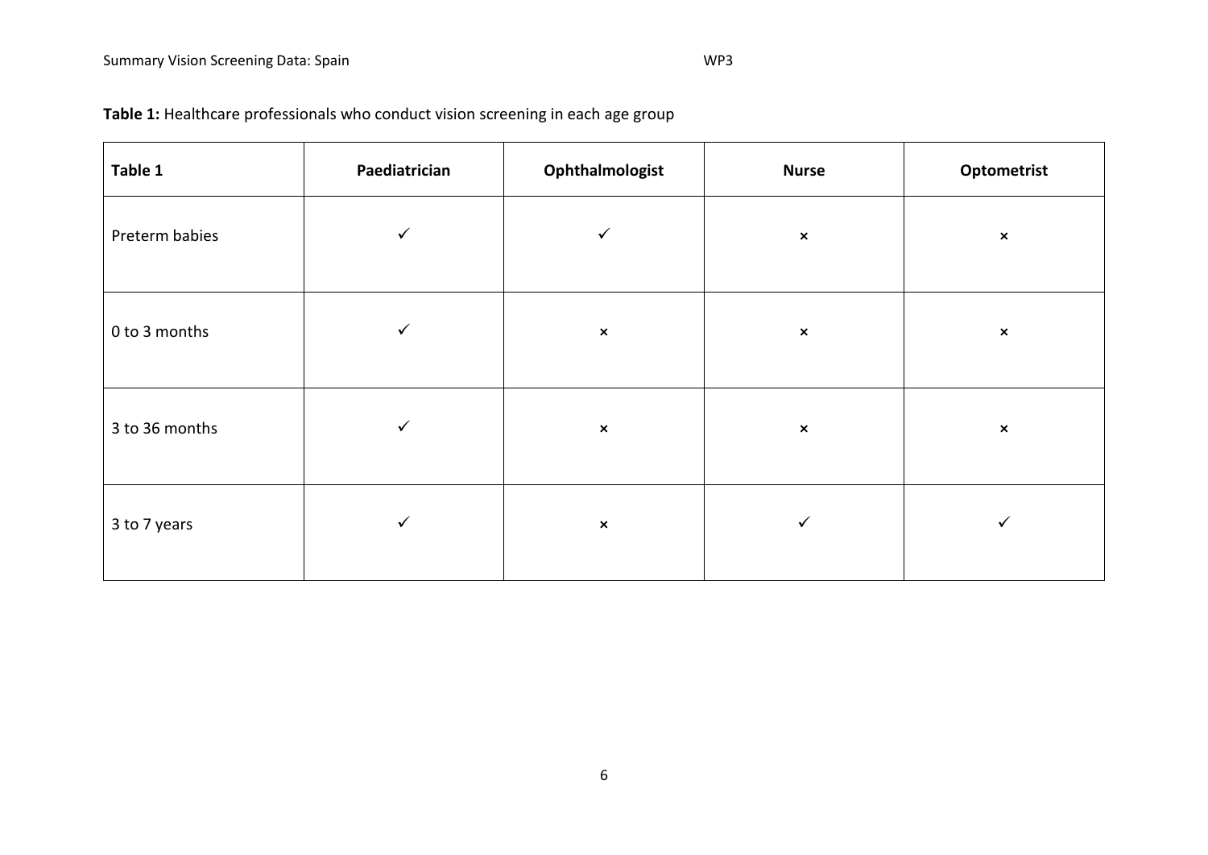**Table 1:** Healthcare professionals who conduct vision screening in each age group

| Table 1 | Paediatrician | Ophthalmologist | Nurse | Optometrist |
|---|---|---|---|---|
| Preterm babies | ✓ | ✓ | × | × |
| 0 to 3 months | ✓ | × | × | × |
| 3 to 36 months | ✓ | × | × | × |
| 3 to 7 years | ✓ | × | ✓ | ✓ |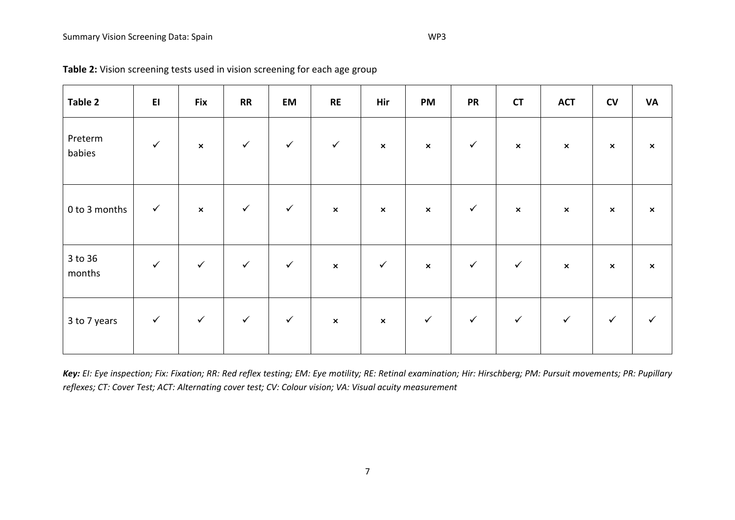**Table 2:** Vision screening tests used in vision screening for each age group

| Table 2 | EI | Fix | RR | EM | RE | Hir | PM | PR | CT | ACT | CV | VA |
|---|---|---|---|---|---|---|---|---|---|---|---|---|
| Preterm babies | ✓ | × | ✓ | ✓ | ✓ | × | × | ✓ | × | × | × | × |
| 0 to 3 months | ✓ | × | ✓ | ✓ | × | × | × | ✓ | × | × | × | × |
| 3 to 36 months | ✓ | ✓ | ✓ | ✓ | × | ✓ | × | ✓ | ✓ | × | × | × |
| 3 to 7 years | ✓ | ✓ | ✓ | ✓ | × | × | ✓ | ✓ | ✓ | ✓ | ✓ | ✓ |

***Key:*** *EI: Eye inspection; Fix: Fixation; RR: Red reflex testing; EM: Eye motility; RE: Retinal examination; Hir: Hirschberg; PM: Pursuit movements; PR: Pupillary reflexes; CT: Cover Test; ACT: Alternating cover test; CV: Colour vision; VA: Visual acuity measurement*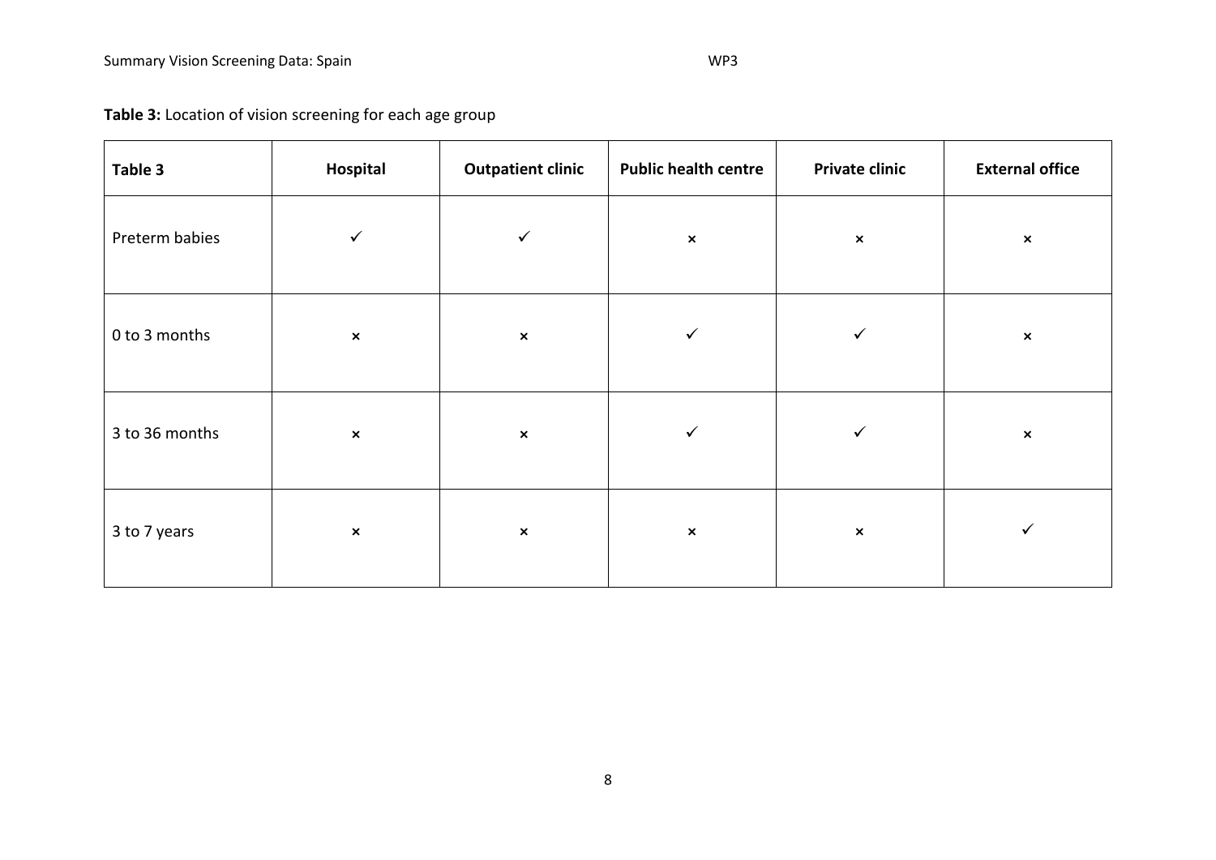**Table 3:** Location of vision screening for each age group

| Table 3 | Hospital | Outpatient clinic | Public health centre | Private clinic | External office |
|---|---|---|---|---|---|
| Preterm babies | ✓ | ✓ | × | × | × |
| 0 to 3 months | × | × | ✓ | ✓ | × |
| 3 to 36 months | × | × | ✓ | ✓ | × |
| 3 to 7 years | × | × | × | × | ✓ |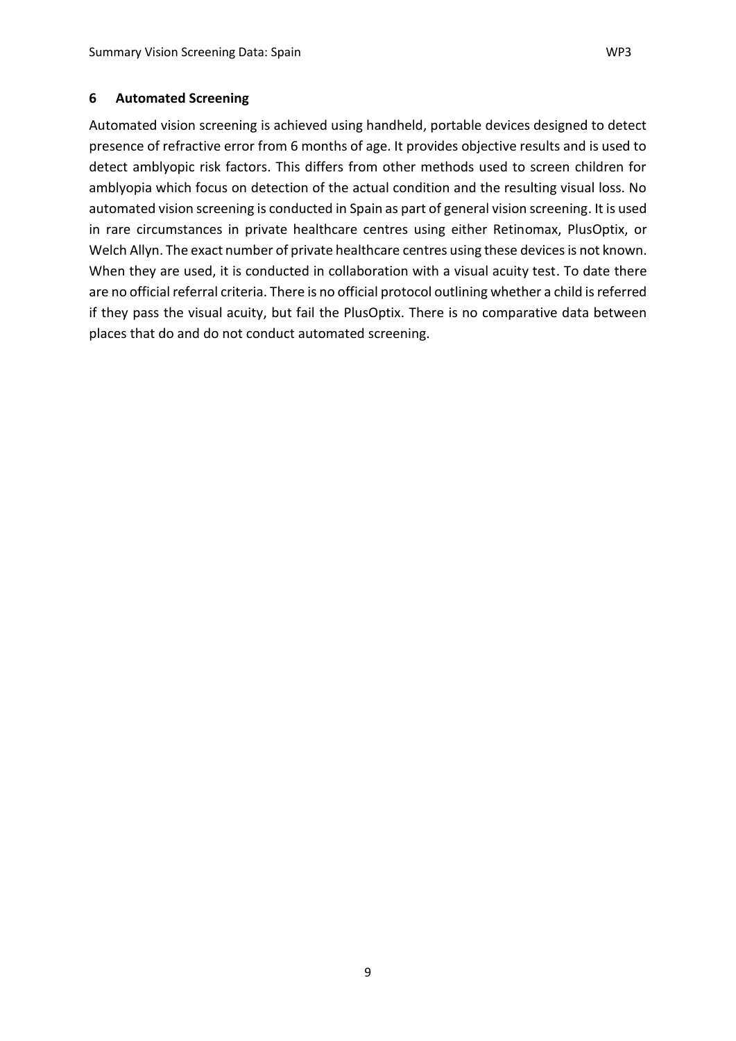## 6 Automated Screening

Automated vision screening is achieved using handheld, portable devices designed to detect presence of refractive error from 6 months of age. It provides objective results and is used to detect amblyopic risk factors. This differs from other methods used to screen children for amblyopia which focus on detection of the actual condition and the resulting visual loss. No automated vision screening is conducted in Spain as part of general vision screening. It is used in rare circumstances in private healthcare centres using either Retinomax, PlusOptix, or Welch Allyn. The exact number of private healthcare centres using these devices is not known. When they are used, it is conducted in collaboration with a visual acuity test. To date there are no official referral criteria. There is no official protocol outlining whether a child is referred if they pass the visual acuity, but fail the PlusOptix. There is no comparative data between places that do and do not conduct automated screening.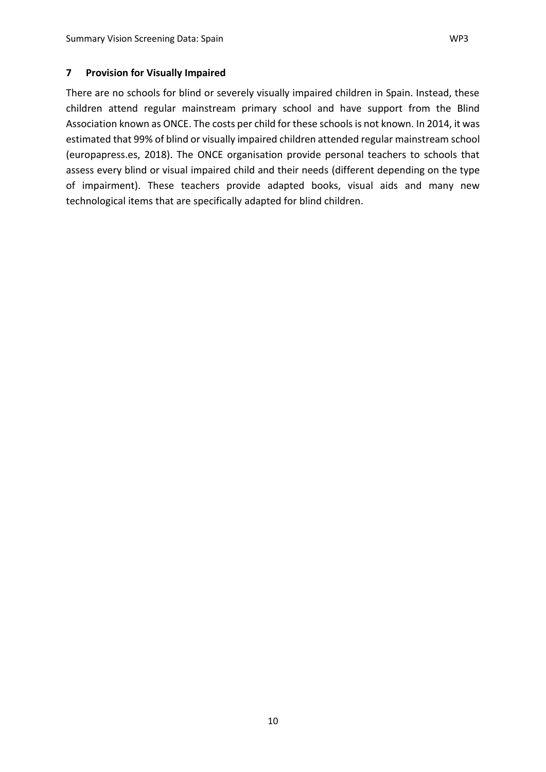## 7 Provision for Visually Impaired

There are no schools for blind or severely visually impaired children in Spain. Instead, these children attend regular mainstream primary school and have support from the Blind Association known as ONCE. The costs per child for these schools is not known. In 2014, it was estimated that 99% of blind or visually impaired children attended regular mainstream school (europapress.es, 2018). The ONCE organisation provide personal teachers to schools that assess every blind or visual impaired child and their needs (different depending on the type of impairment). These teachers provide adapted books, visual aids and many new technological items that are specifically adapted for blind children.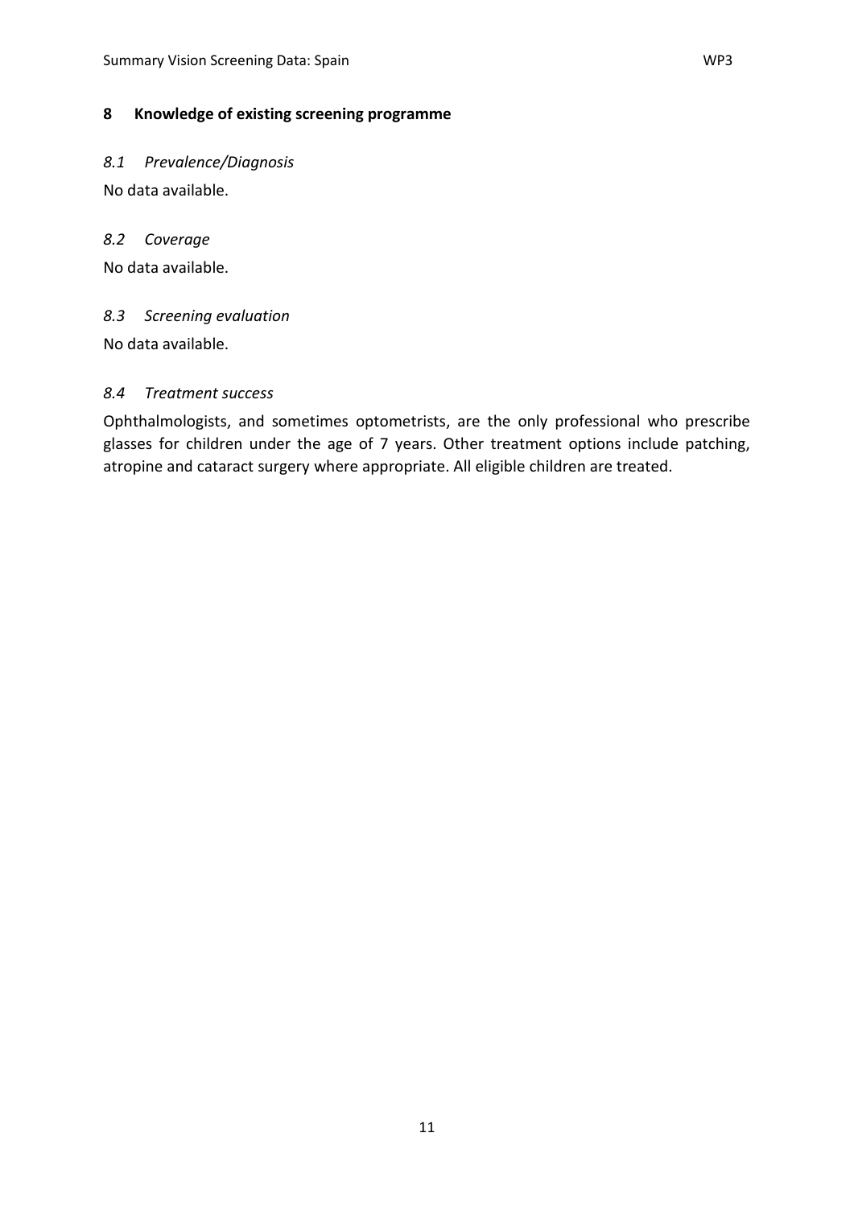## 8 Knowledge of existing screening programme

### *8.1 Prevalence/Diagnosis*

No data available.

### *8.2 Coverage*

No data available.

### *8.3 Screening evaluation*

No data available.

### *8.4 Treatment success*

Ophthalmologists, and sometimes optometrists, are the only professional who prescribe glasses for children under the age of 7 years. Other treatment options include patching, atropine and cataract surgery where appropriate. All eligible children are treated.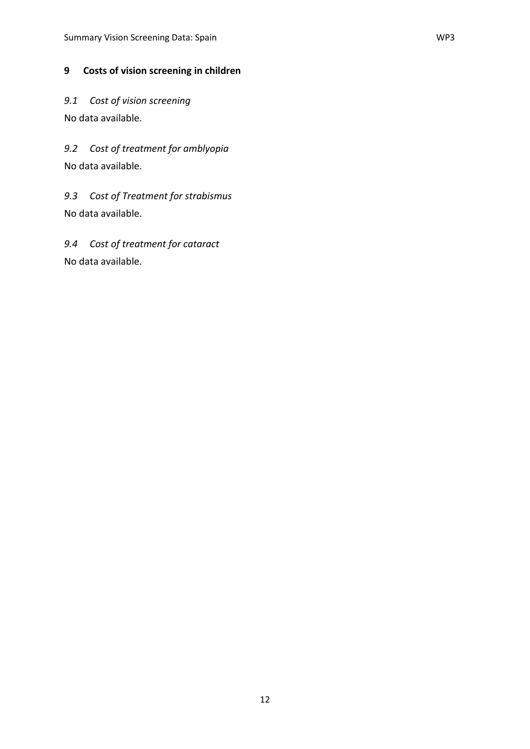## 9 Costs of vision screening in children

### *9.1 Cost of vision screening*

No data available.

### *9.2 Cost of treatment for amblyopia*

No data available.

### *9.3 Cost of Treatment for strabismus*

No data available.

### *9.4 Cost of treatment for cataract*

No data available.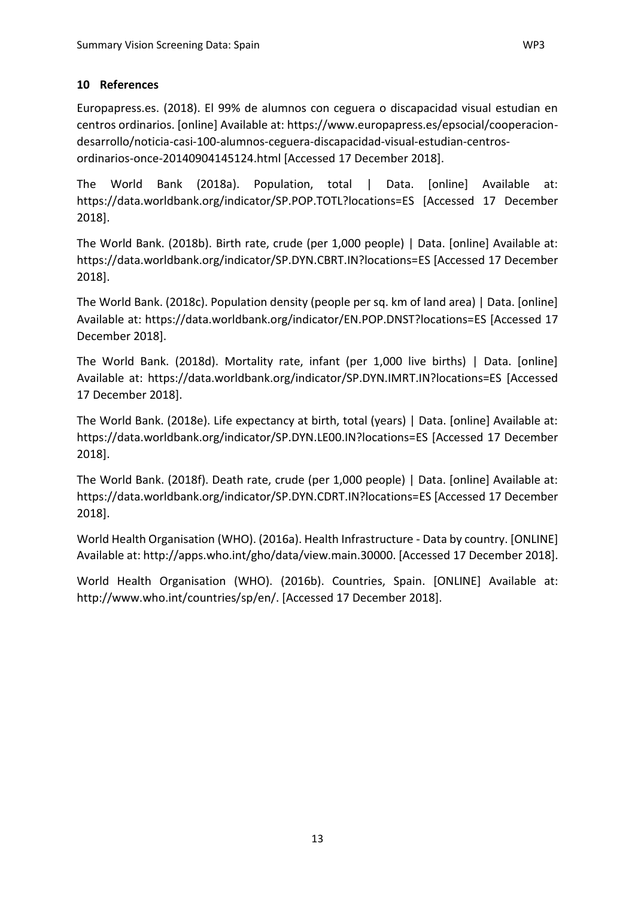## 10 References

Europapress.es. (2018). El 99% de alumnos con ceguera o discapacidad visual estudian en centros ordinarios. [online] Available at: https://www.europapress.es/epsocial/cooperacion-desarrollo/noticia-casi-100-alumnos-ceguera-discapacidad-visual-estudian-centros-ordinarios-once-20140904145124.html [Accessed 17 December 2018].

The World Bank (2018a). Population, total | Data. [online] Available at: https://data.worldbank.org/indicator/SP.POP.TOTL?locations=ES [Accessed 17 December 2018].

The World Bank. (2018b). Birth rate, crude (per 1,000 people) | Data. [online] Available at: https://data.worldbank.org/indicator/SP.DYN.CBRT.IN?locations=ES [Accessed 17 December 2018].

The World Bank. (2018c). Population density (people per sq. km of land area) | Data. [online] Available at: https://data.worldbank.org/indicator/EN.POP.DNST?locations=ES [Accessed 17 December 2018].

The World Bank. (2018d). Mortality rate, infant (per 1,000 live births) | Data. [online] Available at: https://data.worldbank.org/indicator/SP.DYN.IMRT.IN?locations=ES [Accessed 17 December 2018].

The World Bank. (2018e). Life expectancy at birth, total (years) | Data. [online] Available at: https://data.worldbank.org/indicator/SP.DYN.LE00.IN?locations=ES [Accessed 17 December 2018].

The World Bank. (2018f). Death rate, crude (per 1,000 people) | Data. [online] Available at: https://data.worldbank.org/indicator/SP.DYN.CDRT.IN?locations=ES [Accessed 17 December 2018].

World Health Organisation (WHO). (2016a). Health Infrastructure - Data by country. [ONLINE] Available at: http://apps.who.int/gho/data/view.main.30000. [Accessed 17 December 2018].

World Health Organisation (WHO). (2016b). Countries, Spain. [ONLINE] Available at: http://www.who.int/countries/sp/en/. [Accessed 17 December 2018].